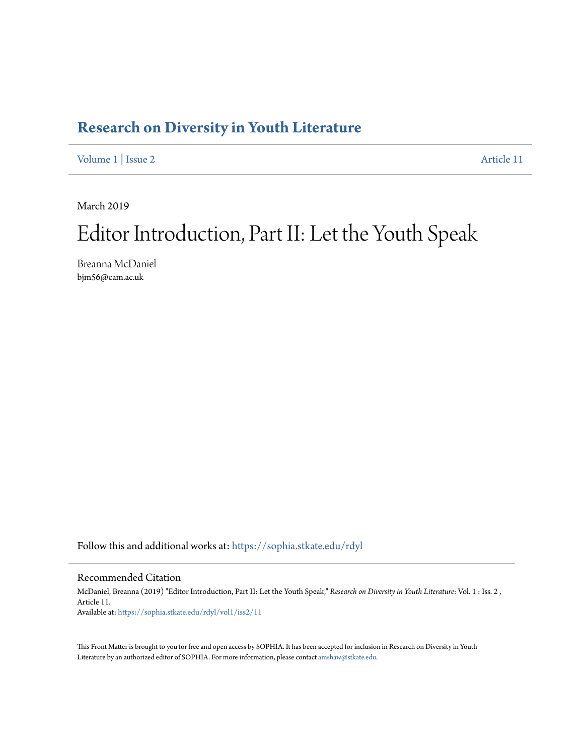# Research on Diversity in Youth Literature

Volume 1 | Issue 2 Article 11

March 2019

# Editor Introduction, Part II: Let the Youth Speak

Breanna McDaniel
bjm56@cam.ac.uk

Follow this and additional works at: https://sophia.stkate.edu/rdyl

## Recommended Citation

McDaniel, Breanna (2019) "Editor Introduction, Part II: Let the Youth Speak," *Research on Diversity in Youth Literature*: Vol. 1 : Iss. 2 , Article 11.
Available at: https://sophia.stkate.edu/rdyl/vol1/iss2/11

This Front Matter is brought to you for free and open access by SOPHIA. It has been accepted for inclusion in Research on Diversity in Youth Literature by an authorized editor of SOPHIA. For more information, please contact amshaw@stkate.edu.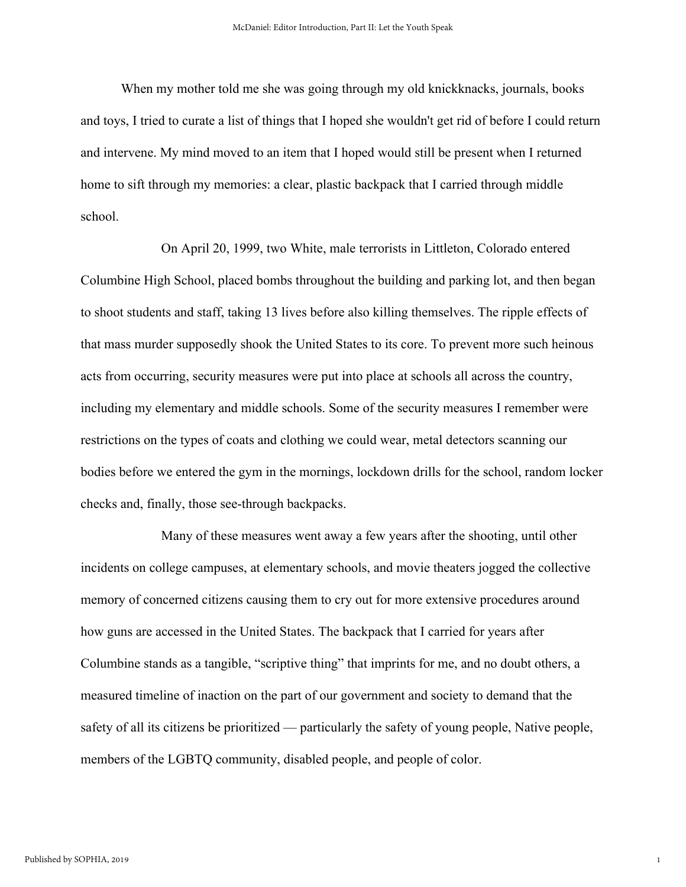When my mother told me she was going through my old knickknacks, journals, books and toys, I tried to curate a list of things that I hoped she wouldn't get rid of before I could return and intervene. My mind moved to an item that I hoped would still be present when I returned home to sift through my memories: a clear, plastic backpack that I carried through middle school.

On April 20, 1999, two White, male terrorists in Littleton, Colorado entered Columbine High School, placed bombs throughout the building and parking lot, and then began to shoot students and staff, taking 13 lives before also killing themselves. The ripple effects of that mass murder supposedly shook the United States to its core. To prevent more such heinous acts from occurring, security measures were put into place at schools all across the country, including my elementary and middle schools. Some of the security measures I remember were restrictions on the types of coats and clothing we could wear, metal detectors scanning our bodies before we entered the gym in the mornings, lockdown drills for the school, random locker checks and, finally, those see-through backpacks.

Many of these measures went away a few years after the shooting, until other incidents on college campuses, at elementary schools, and movie theaters jogged the collective memory of concerned citizens causing them to cry out for more extensive procedures around how guns are accessed in the United States. The backpack that I carried for years after Columbine stands as a tangible, "scriptive thing" that imprints for me, and no doubt others, a measured timeline of inaction on the part of our government and society to demand that the safety of all its citizens be prioritized — particularly the safety of young people, Native people, members of the LGBTQ community, disabled people, and people of color.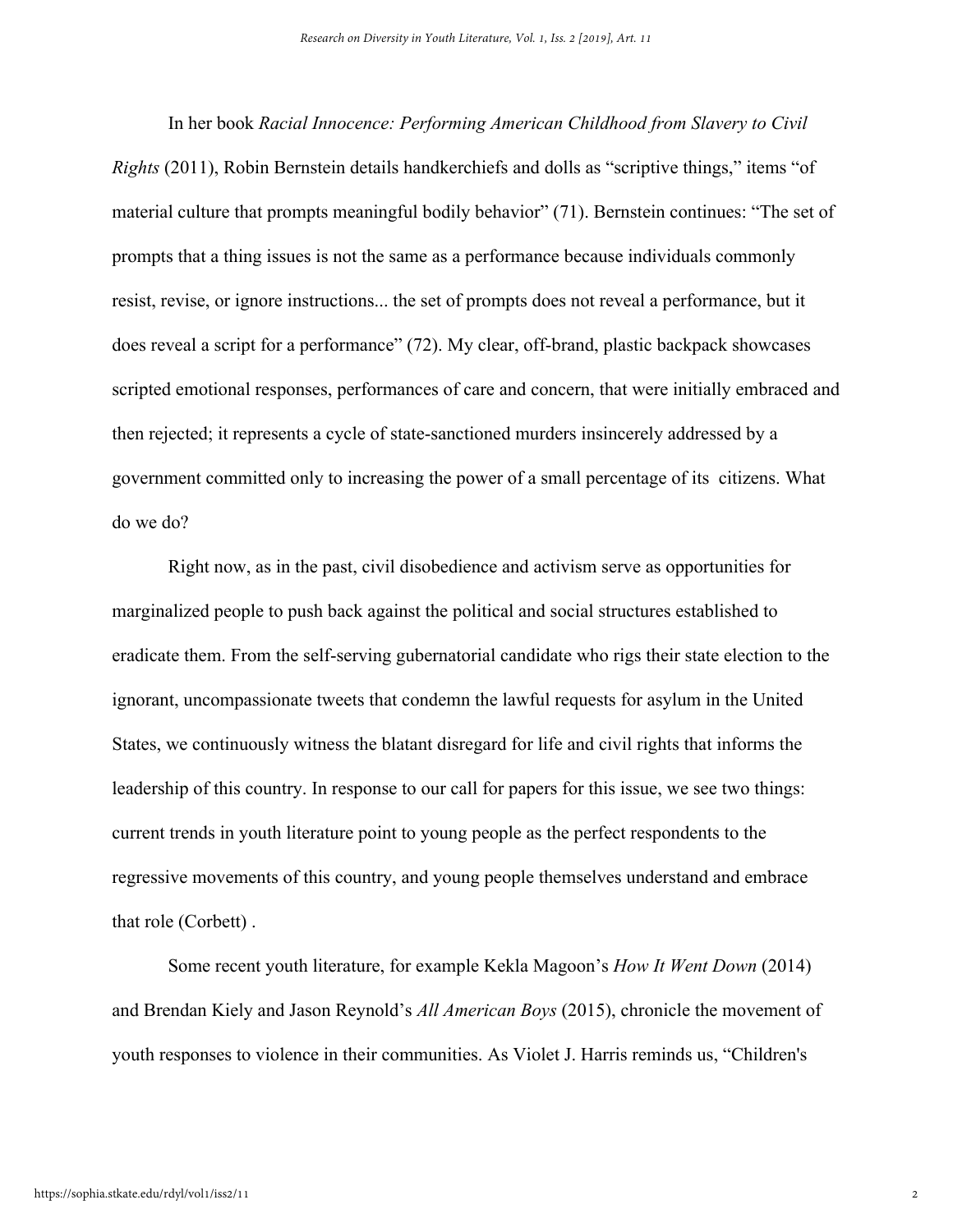In her book *Racial Innocence: Performing American Childhood from Slavery to Civil Rights* (2011), Robin Bernstein details handkerchiefs and dolls as "scriptive things," items "of material culture that prompts meaningful bodily behavior" (71). Bernstein continues: "The set of prompts that a thing issues is not the same as a performance because individuals commonly resist, revise, or ignore instructions... the set of prompts does not reveal a performance, but it does reveal a script for a performance" (72). My clear, off-brand, plastic backpack showcases scripted emotional responses, performances of care and concern, that were initially embraced and then rejected; it represents a cycle of state-sanctioned murders insincerely addressed by a government committed only to increasing the power of a small percentage of its citizens. What do we do?

Right now, as in the past, civil disobedience and activism serve as opportunities for marginalized people to push back against the political and social structures established to eradicate them. From the self-serving gubernatorial candidate who rigs their state election to the ignorant, uncompassionate tweets that condemn the lawful requests for asylum in the United States, we continuously witness the blatant disregard for life and civil rights that informs the leadership of this country. In response to our call for papers for this issue, we see two things: current trends in youth literature point to young people as the perfect respondents to the regressive movements of this country, and young people themselves understand and embrace that role (Corbett) .

Some recent youth literature, for example Kekla Magoon's *How It Went Down* (2014) and Brendan Kiely and Jason Reynold's *All American Boys* (2015), chronicle the movement of youth responses to violence in their communities. As Violet J. Harris reminds us, "Children's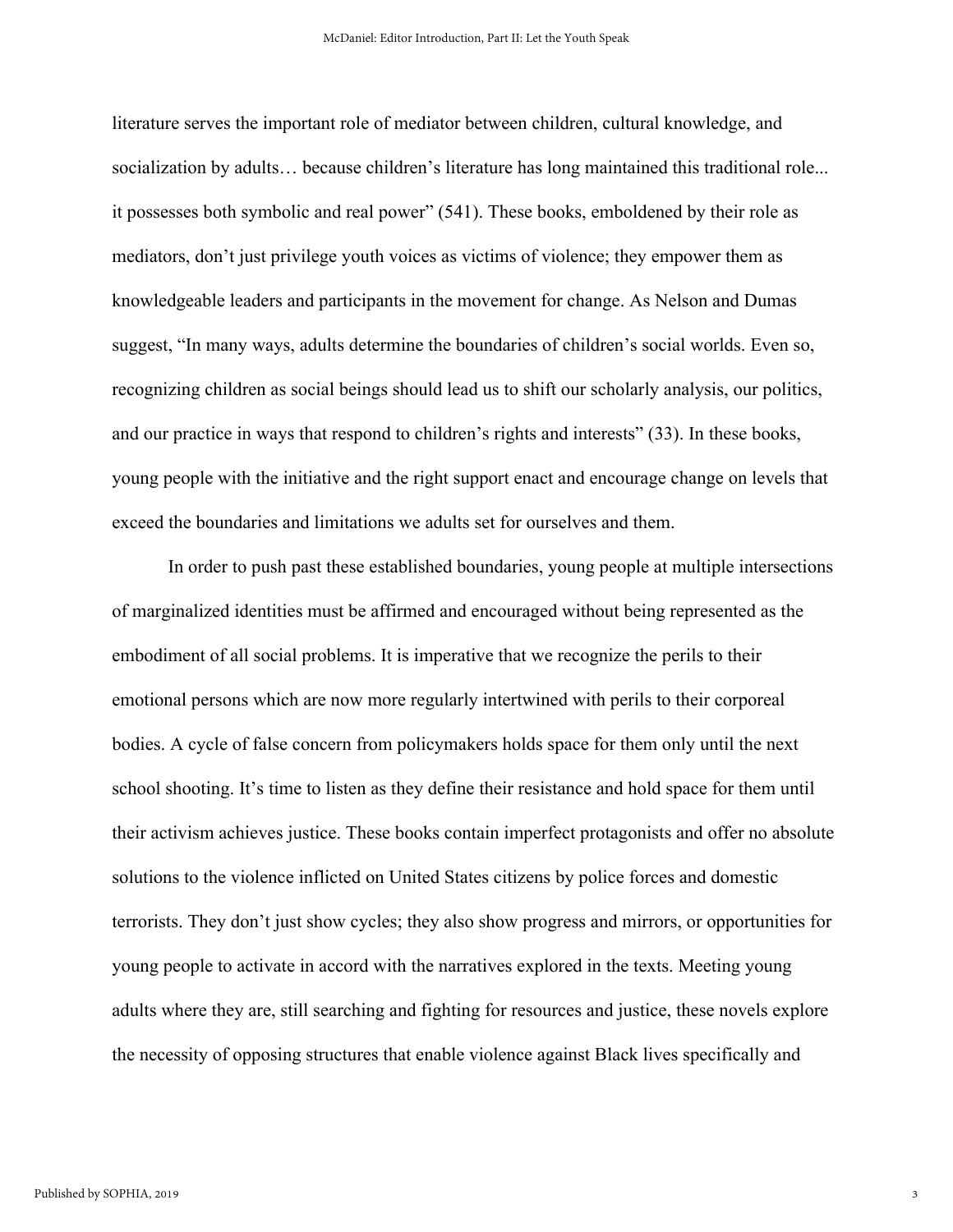literature serves the important role of mediator between children, cultural knowledge, and socialization by adults… because children's literature has long maintained this traditional role... it possesses both symbolic and real power" (541). These books, emboldened by their role as mediators, don't just privilege youth voices as victims of violence; they empower them as knowledgeable leaders and participants in the movement for change. As Nelson and Dumas suggest, "In many ways, adults determine the boundaries of children's social worlds. Even so, recognizing children as social beings should lead us to shift our scholarly analysis, our politics, and our practice in ways that respond to children's rights and interests" (33). In these books, young people with the initiative and the right support enact and encourage change on levels that exceed the boundaries and limitations we adults set for ourselves and them.

In order to push past these established boundaries, young people at multiple intersections of marginalized identities must be affirmed and encouraged without being represented as the embodiment of all social problems. It is imperative that we recognize the perils to their emotional persons which are now more regularly intertwined with perils to their corporeal bodies. A cycle of false concern from policymakers holds space for them only until the next school shooting. It's time to listen as they define their resistance and hold space for them until their activism achieves justice. These books contain imperfect protagonists and offer no absolute solutions to the violence inflicted on United States citizens by police forces and domestic terrorists. They don't just show cycles; they also show progress and mirrors, or opportunities for young people to activate in accord with the narratives explored in the texts. Meeting young adults where they are, still searching and fighting for resources and justice, these novels explore the necessity of opposing structures that enable violence against Black lives specifically and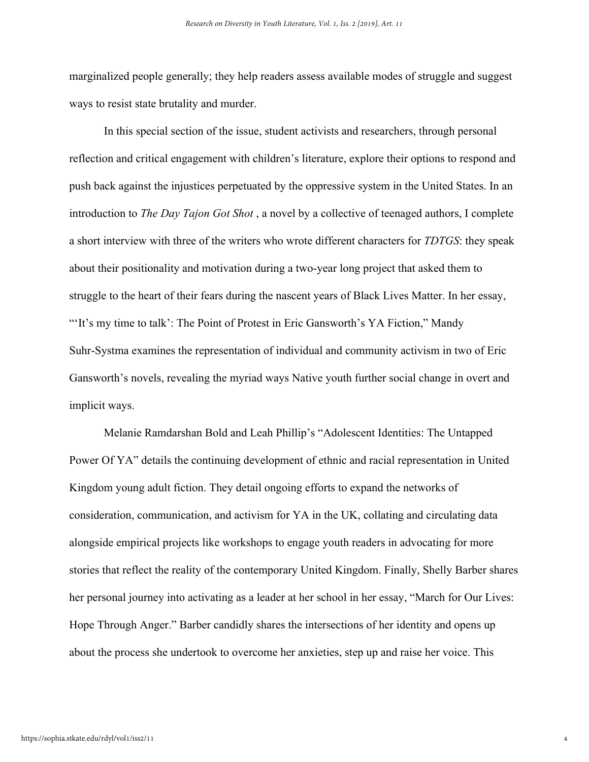marginalized people generally; they help readers assess available modes of struggle and suggest ways to resist state brutality and murder.

In this special section of the issue, student activists and researchers, through personal reflection and critical engagement with children's literature, explore their options to respond and push back against the injustices perpetuated by the oppressive system in the United States. In an introduction to *The Day Tajon Got Shot* , a novel by a collective of teenaged authors, I complete a short interview with three of the writers who wrote different characters for *TDTGS*: they speak about their positionality and motivation during a two-year long project that asked them to struggle to the heart of their fears during the nascent years of Black Lives Matter. In her essay, "'It's my time to talk': The Point of Protest in Eric Gansworth's YA Fiction," Mandy Suhr-Systma examines the representation of individual and community activism in two of Eric Gansworth's novels, revealing the myriad ways Native youth further social change in overt and implicit ways.

Melanie Ramdarshan Bold and Leah Phillip's "Adolescent Identities: The Untapped Power Of YA" details the continuing development of ethnic and racial representation in United Kingdom young adult fiction. They detail ongoing efforts to expand the networks of consideration, communication, and activism for YA in the UK, collating and circulating data alongside empirical projects like workshops to engage youth readers in advocating for more stories that reflect the reality of the contemporary United Kingdom. Finally, Shelly Barber shares her personal journey into activating as a leader at her school in her essay, "March for Our Lives: Hope Through Anger." Barber candidly shares the intersections of her identity and opens up about the process she undertook to overcome her anxieties, step up and raise her voice. This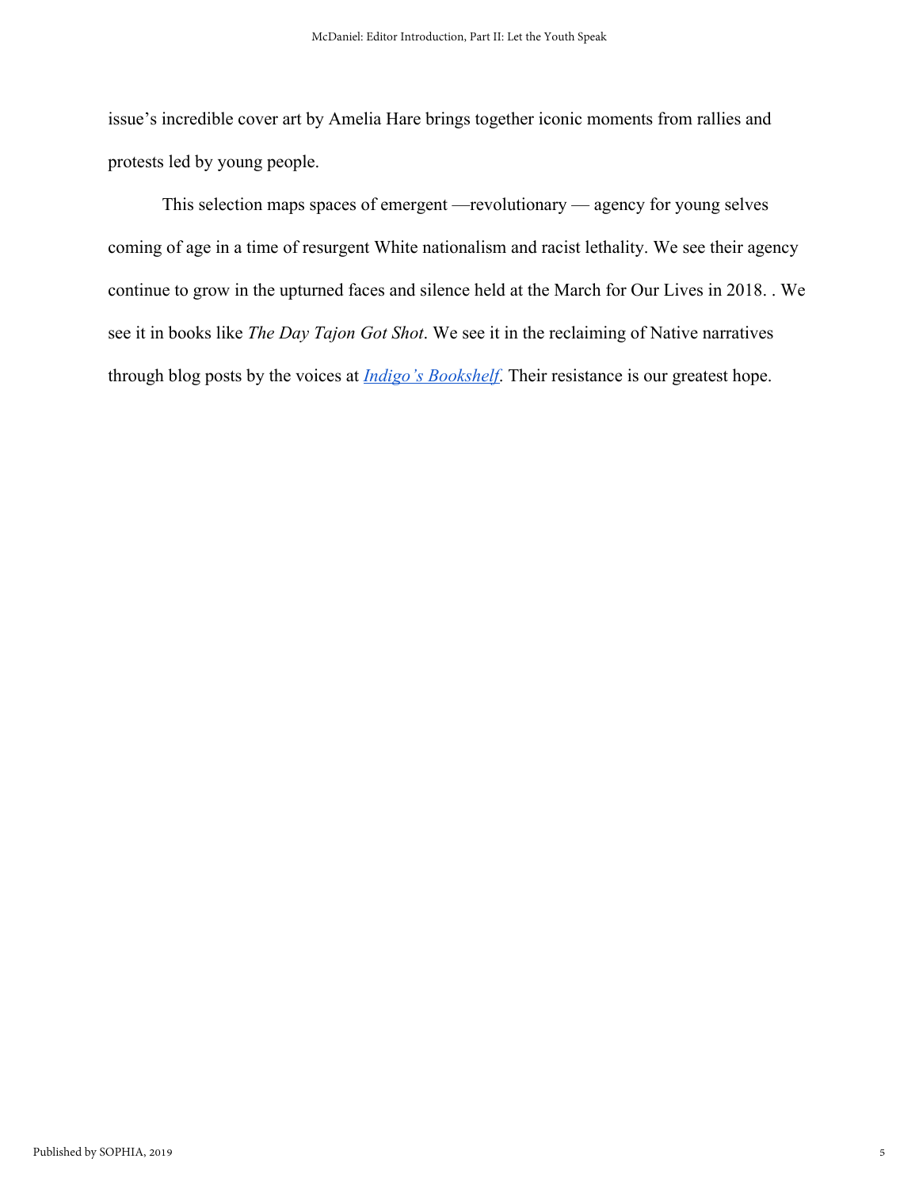issue's incredible cover art by Amelia Hare brings together iconic moments from rallies and protests led by young people.

This selection maps spaces of emergent —revolutionary — agency for young selves coming of age in a time of resurgent White nationalism and racist lethality. We see their agency continue to grow in the upturned faces and silence held at the March for Our Lives in 2018. . We see it in books like *The Day Tajon Got Shot*. We see it in the reclaiming of Native narratives through blog posts by the voices at *Indigo's Bookshelf*. Their resistance is our greatest hope.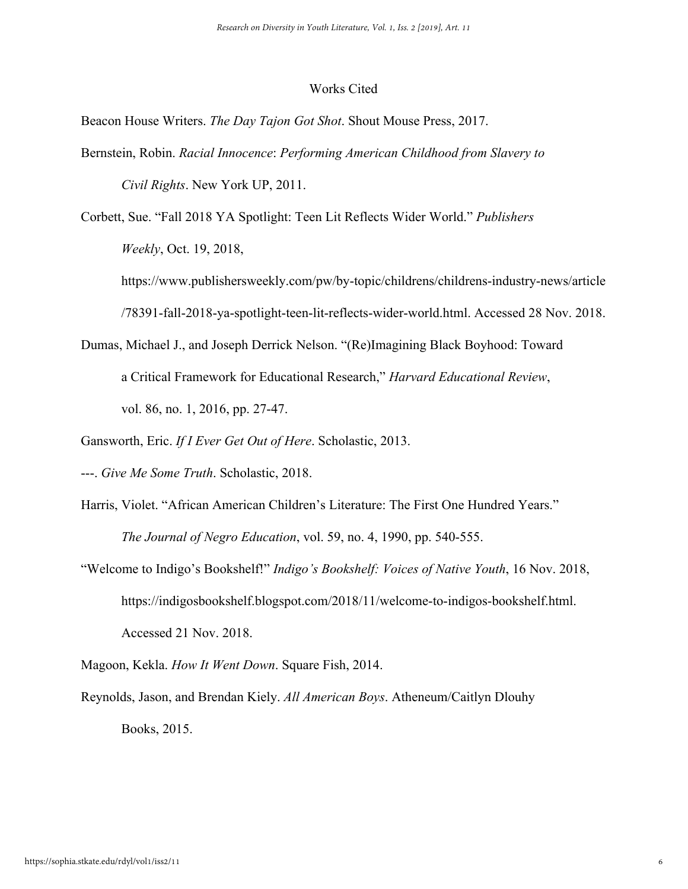# Works Cited

Beacon House Writers. *The Day Tajon Got Shot*. Shout Mouse Press, 2017.

Bernstein, Robin. *Racial Innocence*: *Performing American Childhood from Slavery to Civil Rights*. New York UP, 2011.

Corbett, Sue. "Fall 2018 YA Spotlight: Teen Lit Reflects Wider World." *Publishers Weekly*, Oct. 19, 2018, https://www.publishersweekly.com/pw/by-topic/childrens/childrens-industry-news/article/78391-fall-2018-ya-spotlight-teen-lit-reflects-wider-world.html. Accessed 28 Nov. 2018.

Dumas, Michael J., and Joseph Derrick Nelson. "(Re)Imagining Black Boyhood: Toward a Critical Framework for Educational Research," *Harvard Educational Review*, vol. 86, no. 1, 2016, pp. 27-47.

Gansworth, Eric. *If I Ever Get Out of Here*. Scholastic, 2013.

---. *Give Me Some Truth*. Scholastic, 2018.

Harris, Violet. "African American Children's Literature: The First One Hundred Years." *The Journal of Negro Education*, vol. 59, no. 4, 1990, pp. 540-555.

"Welcome to Indigo's Bookshelf!" *Indigo's Bookshelf: Voices of Native Youth*, 16 Nov. 2018, https://indigosbookshelf.blogspot.com/2018/11/welcome-to-indigos-bookshelf.html. Accessed 21 Nov. 2018.

Magoon, Kekla. *How It Went Down*. Square Fish, 2014.

Reynolds, Jason, and Brendan Kiely. *All American Boys*. Atheneum/Caitlyn Dlouhy Books, 2015.